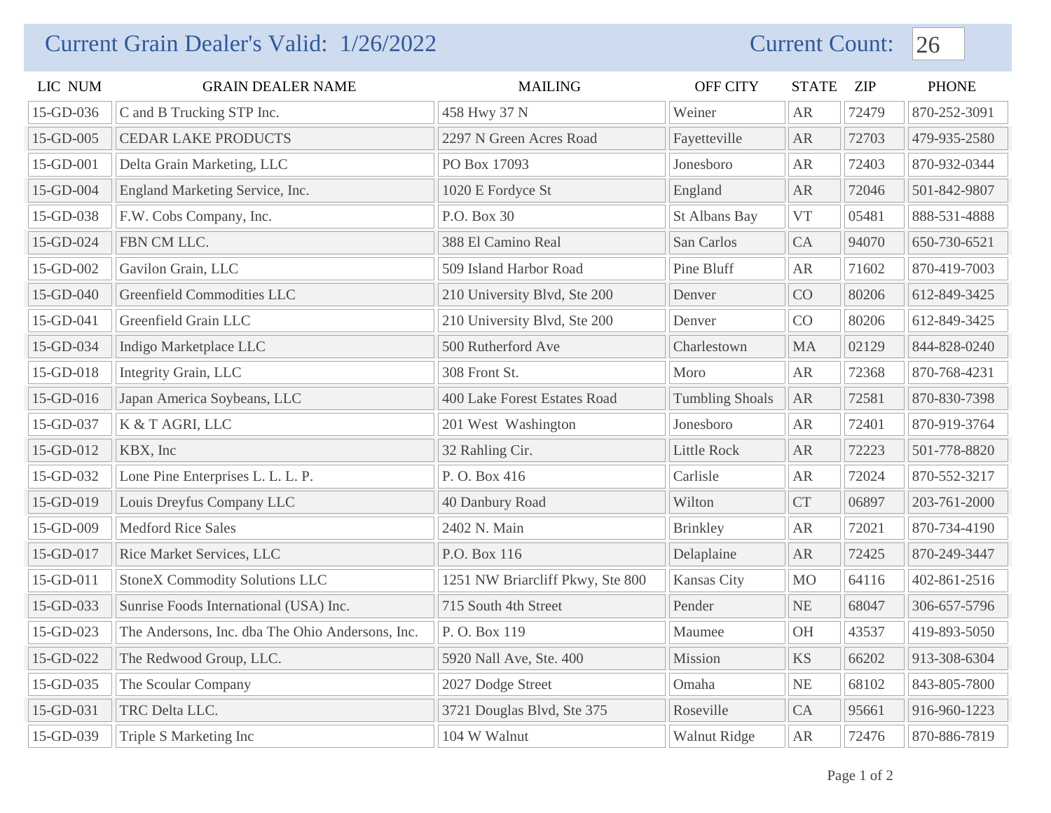# Current Grain Dealer's Valid: 1/26/2022

Current Count: 26

| LIC NUM | GRAIN DEALER NAME | MAILING | OFF CITY | STATE | ZIP | PHONE |
|---|---|---|---|---|---|---|
| 15-GD-036 | C and B Trucking STP Inc. | 458 Hwy 37 N | Weiner | AR | 72479 | 870-252-3091 |
| 15-GD-005 | CEDAR LAKE PRODUCTS | 2297 N Green Acres Road | Fayetteville | AR | 72703 | 479-935-2580 |
| 15-GD-001 | Delta Grain Marketing, LLC | PO Box 17093 | Jonesboro | AR | 72403 | 870-932-0344 |
| 15-GD-004 | England Marketing Service, Inc. | 1020 E Fordyce St | England | AR | 72046 | 501-842-9807 |
| 15-GD-038 | F.W. Cobs Company, Inc. | P.O. Box 30 | St Albans Bay | VT | 05481 | 888-531-4888 |
| 15-GD-024 | FBN CM LLC. | 388 El Camino Real | San Carlos | CA | 94070 | 650-730-6521 |
| 15-GD-002 | Gavilon Grain, LLC | 509 Island Harbor Road | Pine Bluff | AR | 71602 | 870-419-7003 |
| 15-GD-040 | Greenfield Commodities LLC | 210 University Blvd, Ste 200 | Denver | CO | 80206 | 612-849-3425 |
| 15-GD-041 | Greenfield Grain LLC | 210 University Blvd, Ste 200 | Denver | CO | 80206 | 612-849-3425 |
| 15-GD-034 | Indigo Marketplace LLC | 500 Rutherford Ave | Charlestown | MA | 02129 | 844-828-0240 |
| 15-GD-018 | Integrity Grain, LLC | 308 Front St. | Moro | AR | 72368 | 870-768-4231 |
| 15-GD-016 | Japan America Soybeans, LLC | 400 Lake Forest Estates Road | Tumbling Shoals | AR | 72581 | 870-830-7398 |
| 15-GD-037 | K & T AGRI, LLC | 201 West Washington | Jonesboro | AR | 72401 | 870-919-3764 |
| 15-GD-012 | KBX, Inc | 32 Rahling Cir. | Little Rock | AR | 72223 | 501-778-8820 |
| 15-GD-032 | Lone Pine Enterprises L. L. L. P. | P. O. Box 416 | Carlisle | AR | 72024 | 870-552-3217 |
| 15-GD-019 | Louis Dreyfus Company LLC | 40 Danbury Road | Wilton | CT | 06897 | 203-761-2000 |
| 15-GD-009 | Medford Rice Sales | 2402 N. Main | Brinkley | AR | 72021 | 870-734-4190 |
| 15-GD-017 | Rice Market Services, LLC | P.O. Box 116 | Delaplaine | AR | 72425 | 870-249-3447 |
| 15-GD-011 | StoneX Commodity Solutions LLC | 1251 NW Briarcliff Pkwy, Ste 800 | Kansas City | MO | 64116 | 402-861-2516 |
| 15-GD-033 | Sunrise Foods International (USA) Inc. | 715 South 4th Street | Pender | NE | 68047 | 306-657-5796 |
| 15-GD-023 | The Andersons, Inc. dba The Ohio Andersons, Inc. | P. O. Box 119 | Maumee | OH | 43537 | 419-893-5050 |
| 15-GD-022 | The Redwood Group, LLC. | 5920 Nall Ave, Ste. 400 | Mission | KS | 66202 | 913-308-6304 |
| 15-GD-035 | The Scoular Company | 2027 Dodge Street | Omaha | NE | 68102 | 843-805-7800 |
| 15-GD-031 | TRC Delta LLC. | 3721 Douglas Blvd, Ste 375 | Roseville | CA | 95661 | 916-960-1223 |
| 15-GD-039 | Triple S Marketing Inc | 104 W Walnut | Walnut Ridge | AR | 72476 | 870-886-7819 |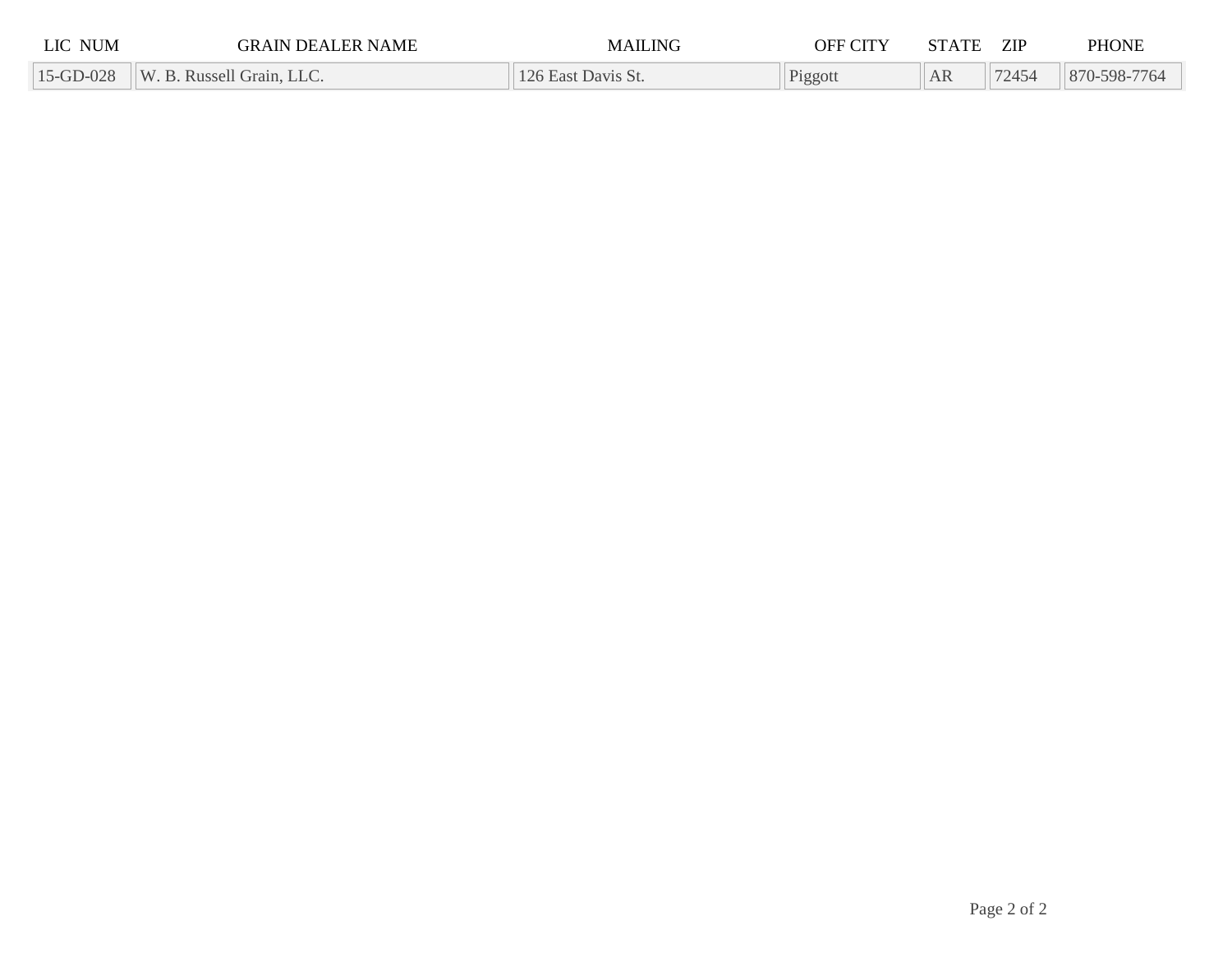| LIC NUM | GRAIN DEALER NAME | MAILING | OFF CITY | STATE | ZIP | PHONE |
|---|---|---|---|---|---|---|
| 15-GD-028 | W. B. Russell Grain, LLC. | 126 East Davis St. | Piggott | AR | 72454 | 870-598-7764 |